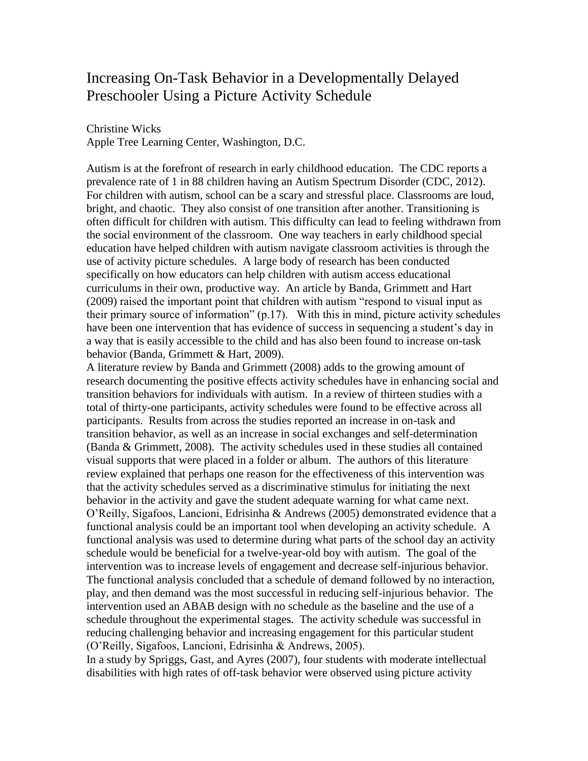# Increasing On-Task Behavior in a Developmentally Delayed Preschooler Using a Picture Activity Schedule

Christine Wicks
Apple Tree Learning Center, Washington, D.C.

Autism is at the forefront of research in early childhood education. The CDC reports a prevalence rate of 1 in 88 children having an Autism Spectrum Disorder (CDC, 2012). For children with autism, school can be a scary and stressful place. Classrooms are loud, bright, and chaotic. They also consist of one transition after another. Transitioning is often difficult for children with autism. This difficulty can lead to feeling withdrawn from the social environment of the classroom. One way teachers in early childhood special education have helped children with autism navigate classroom activities is through the use of activity picture schedules. A large body of research has been conducted specifically on how educators can help children with autism access educational curriculums in their own, productive way. An article by Banda, Grimmett and Hart (2009) raised the important point that children with autism "respond to visual input as their primary source of information" (p.17). With this in mind, picture activity schedules have been one intervention that has evidence of success in sequencing a student's day in a way that is easily accessible to the child and has also been found to increase on-task behavior (Banda, Grimmett & Hart, 2009).

A literature review by Banda and Grimmett (2008) adds to the growing amount of research documenting the positive effects activity schedules have in enhancing social and transition behaviors for individuals with autism. In a review of thirteen studies with a total of thirty-one participants, activity schedules were found to be effective across all participants. Results from across the studies reported an increase in on-task and transition behavior, as well as an increase in social exchanges and self-determination (Banda & Grimmett, 2008). The activity schedules used in these studies all contained visual supports that were placed in a folder or album. The authors of this literature review explained that perhaps one reason for the effectiveness of this intervention was that the activity schedules served as a discriminative stimulus for initiating the next behavior in the activity and gave the student adequate warning for what came next.

O'Reilly, Sigafoos, Lancioni, Edrisinha & Andrews (2005) demonstrated evidence that a functional analysis could be an important tool when developing an activity schedule. A functional analysis was used to determine during what parts of the school day an activity schedule would be beneficial for a twelve-year-old boy with autism. The goal of the intervention was to increase levels of engagement and decrease self-injurious behavior. The functional analysis concluded that a schedule of demand followed by no interaction, play, and then demand was the most successful in reducing self-injurious behavior. The intervention used an ABAB design with no schedule as the baseline and the use of a schedule throughout the experimental stages. The activity schedule was successful in reducing challenging behavior and increasing engagement for this particular student (O'Reilly, Sigafoos, Lancioni, Edrisinha & Andrews, 2005).

In a study by Spriggs, Gast, and Ayres (2007), four students with moderate intellectual disabilities with high rates of off-task behavior were observed using picture activity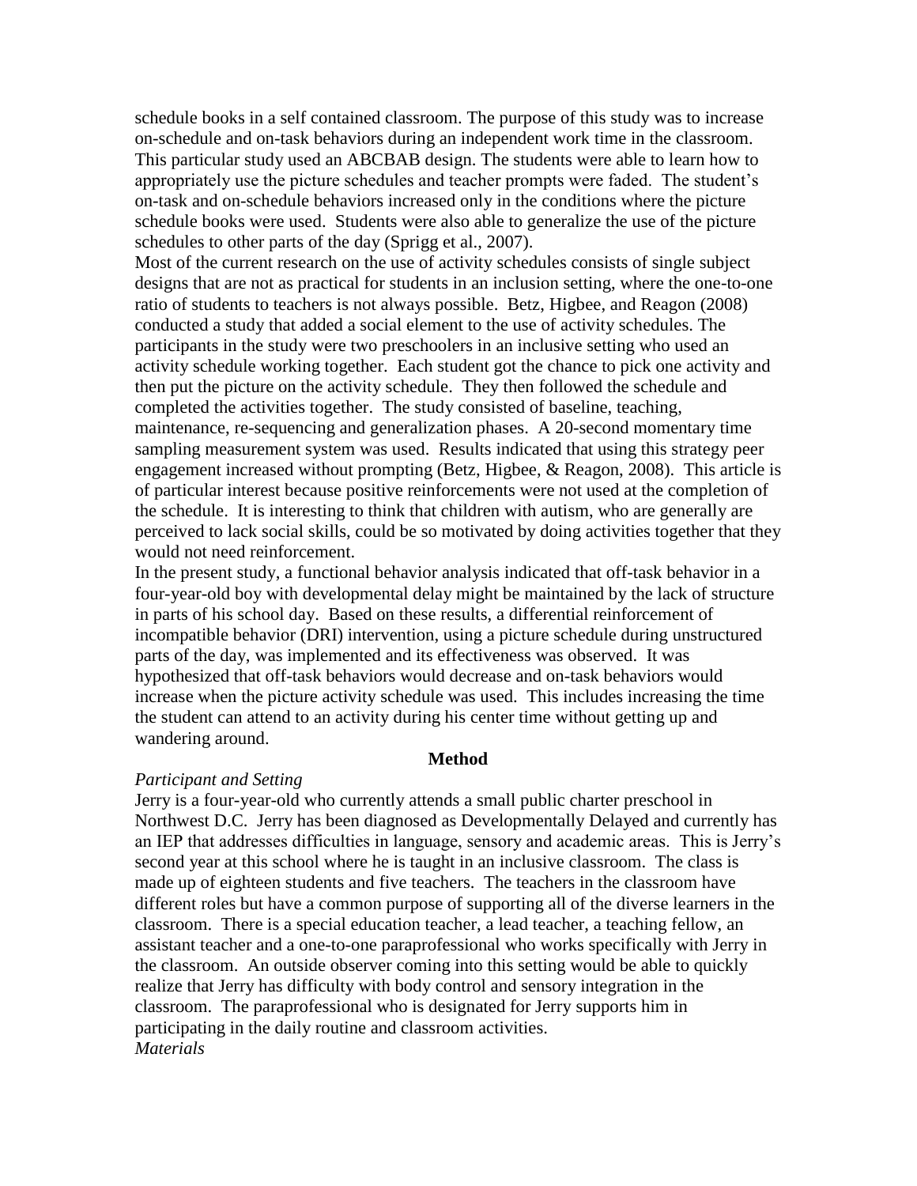schedule books in a self contained classroom. The purpose of this study was to increase on-schedule and on-task behaviors during an independent work time in the classroom. This particular study used an ABCBAB design. The students were able to learn how to appropriately use the picture schedules and teacher prompts were faded. The student's on-task and on-schedule behaviors increased only in the conditions where the picture schedule books were used. Students were also able to generalize the use of the picture schedules to other parts of the day (Sprigg et al., 2007).

Most of the current research on the use of activity schedules consists of single subject designs that are not as practical for students in an inclusion setting, where the one-to-one ratio of students to teachers is not always possible. Betz, Higbee, and Reagon (2008) conducted a study that added a social element to the use of activity schedules. The participants in the study were two preschoolers in an inclusive setting who used an activity schedule working together. Each student got the chance to pick one activity and then put the picture on the activity schedule. They then followed the schedule and completed the activities together. The study consisted of baseline, teaching, maintenance, re-sequencing and generalization phases. A 20-second momentary time sampling measurement system was used. Results indicated that using this strategy peer engagement increased without prompting (Betz, Higbee, & Reagon, 2008). This article is of particular interest because positive reinforcements were not used at the completion of the schedule. It is interesting to think that children with autism, who are generally are perceived to lack social skills, could be so motivated by doing activities together that they would not need reinforcement.

In the present study, a functional behavior analysis indicated that off-task behavior in a four-year-old boy with developmental delay might be maintained by the lack of structure in parts of his school day. Based on these results, a differential reinforcement of incompatible behavior (DRI) intervention, using a picture schedule during unstructured parts of the day, was implemented and its effectiveness was observed. It was hypothesized that off-task behaviors would decrease and on-task behaviors would increase when the picture activity schedule was used. This includes increasing the time the student can attend to an activity during his center time without getting up and wandering around.

## Method

*Participant and Setting*

Jerry is a four-year-old who currently attends a small public charter preschool in Northwest D.C. Jerry has been diagnosed as Developmentally Delayed and currently has an IEP that addresses difficulties in language, sensory and academic areas. This is Jerry's second year at this school where he is taught in an inclusive classroom. The class is made up of eighteen students and five teachers. The teachers in the classroom have different roles but have a common purpose of supporting all of the diverse learners in the classroom. There is a special education teacher, a lead teacher, a teaching fellow, an assistant teacher and a one-to-one paraprofessional who works specifically with Jerry in the classroom. An outside observer coming into this setting would be able to quickly realize that Jerry has difficulty with body control and sensory integration in the classroom. The paraprofessional who is designated for Jerry supports him in participating in the daily routine and classroom activities.

*Materials*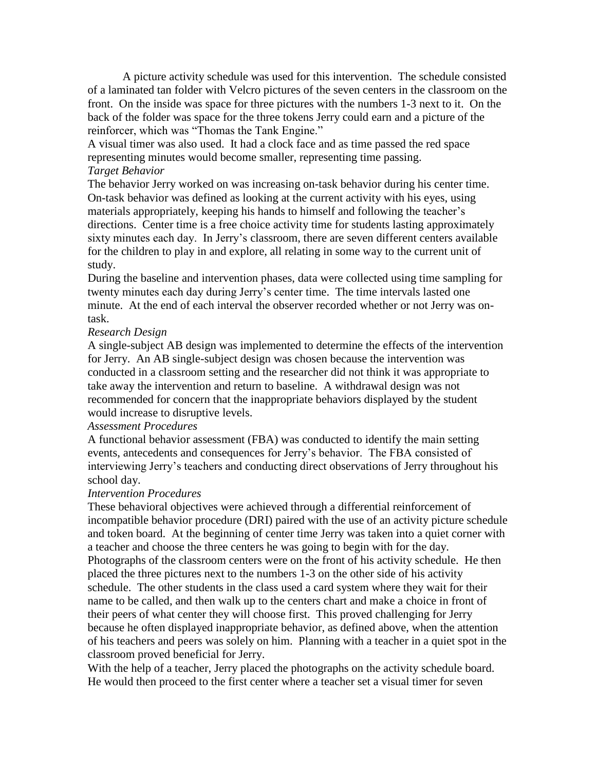A picture activity schedule was used for this intervention. The schedule consisted of a laminated tan folder with Velcro pictures of the seven centers in the classroom on the front. On the inside was space for three pictures with the numbers 1-3 next to it. On the back of the folder was space for the three tokens Jerry could earn and a picture of the reinforcer, which was "Thomas the Tank Engine."

A visual timer was also used. It had a clock face and as time passed the red space representing minutes would become smaller, representing time passing.

*Target Behavior*

The behavior Jerry worked on was increasing on-task behavior during his center time. On-task behavior was defined as looking at the current activity with his eyes, using materials appropriately, keeping his hands to himself and following the teacher's directions. Center time is a free choice activity time for students lasting approximately sixty minutes each day. In Jerry's classroom, there are seven different centers available for the children to play in and explore, all relating in some way to the current unit of study.

During the baseline and intervention phases, data were collected using time sampling for twenty minutes each day during Jerry's center time. The time intervals lasted one minute. At the end of each interval the observer recorded whether or not Jerry was on-task.

*Research Design*

A single-subject AB design was implemented to determine the effects of the intervention for Jerry. An AB single-subject design was chosen because the intervention was conducted in a classroom setting and the researcher did not think it was appropriate to take away the intervention and return to baseline. A withdrawal design was not recommended for concern that the inappropriate behaviors displayed by the student would increase to disruptive levels.

*Assessment Procedures*

A functional behavior assessment (FBA) was conducted to identify the main setting events, antecedents and consequences for Jerry's behavior. The FBA consisted of interviewing Jerry's teachers and conducting direct observations of Jerry throughout his school day.

*Intervention Procedures*

These behavioral objectives were achieved through a differential reinforcement of incompatible behavior procedure (DRI) paired with the use of an activity picture schedule and token board. At the beginning of center time Jerry was taken into a quiet corner with a teacher and choose the three centers he was going to begin with for the day. Photographs of the classroom centers were on the front of his activity schedule. He then placed the three pictures next to the numbers 1-3 on the other side of his activity schedule. The other students in the class used a card system where they wait for their name to be called, and then walk up to the centers chart and make a choice in front of their peers of what center they will choose first. This proved challenging for Jerry because he often displayed inappropriate behavior, as defined above, when the attention of his teachers and peers was solely on him. Planning with a teacher in a quiet spot in the classroom proved beneficial for Jerry.

With the help of a teacher, Jerry placed the photographs on the activity schedule board. He would then proceed to the first center where a teacher set a visual timer for seven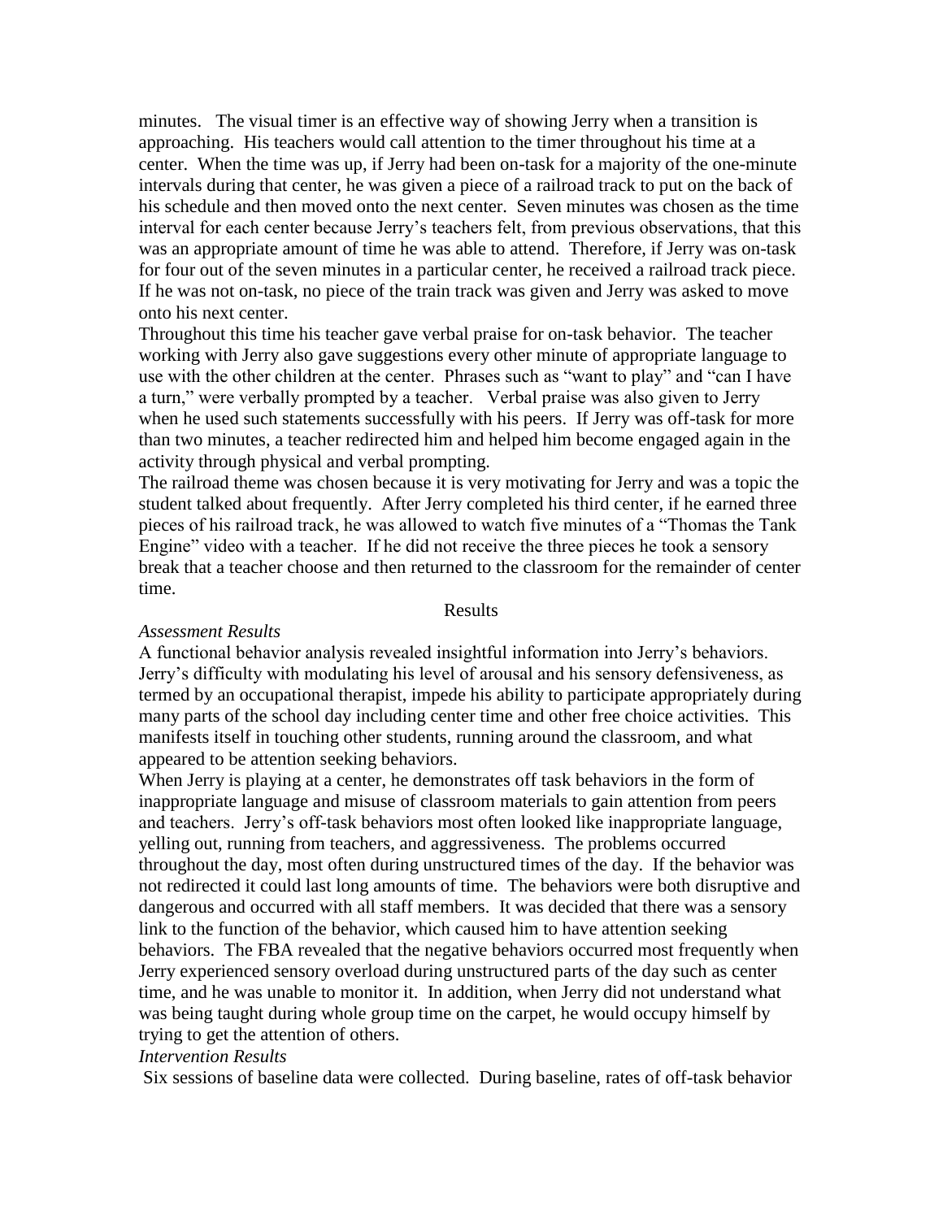minutes. The visual timer is an effective way of showing Jerry when a transition is approaching. His teachers would call attention to the timer throughout his time at a center. When the time was up, if Jerry had been on-task for a majority of the one-minute intervals during that center, he was given a piece of a railroad track to put on the back of his schedule and then moved onto the next center. Seven minutes was chosen as the time interval for each center because Jerry's teachers felt, from previous observations, that this was an appropriate amount of time he was able to attend. Therefore, if Jerry was on-task for four out of the seven minutes in a particular center, he received a railroad track piece. If he was not on-task, no piece of the train track was given and Jerry was asked to move onto his next center.

Throughout this time his teacher gave verbal praise for on-task behavior. The teacher working with Jerry also gave suggestions every other minute of appropriate language to use with the other children at the center. Phrases such as "want to play" and "can I have a turn," were verbally prompted by a teacher. Verbal praise was also given to Jerry when he used such statements successfully with his peers. If Jerry was off-task for more than two minutes, a teacher redirected him and helped him become engaged again in the activity through physical and verbal prompting.

The railroad theme was chosen because it is very motivating for Jerry and was a topic the student talked about frequently. After Jerry completed his third center, if he earned three pieces of his railroad track, he was allowed to watch five minutes of a "Thomas the Tank Engine" video with a teacher. If he did not receive the three pieces he took a sensory break that a teacher choose and then returned to the classroom for the remainder of center time.

## Results

*Assessment Results*

A functional behavior analysis revealed insightful information into Jerry's behaviors. Jerry's difficulty with modulating his level of arousal and his sensory defensiveness, as termed by an occupational therapist, impede his ability to participate appropriately during many parts of the school day including center time and other free choice activities. This manifests itself in touching other students, running around the classroom, and what appeared to be attention seeking behaviors.

When Jerry is playing at a center, he demonstrates off task behaviors in the form of inappropriate language and misuse of classroom materials to gain attention from peers and teachers. Jerry's off-task behaviors most often looked like inappropriate language, yelling out, running from teachers, and aggressiveness. The problems occurred throughout the day, most often during unstructured times of the day. If the behavior was not redirected it could last long amounts of time. The behaviors were both disruptive and dangerous and occurred with all staff members. It was decided that there was a sensory link to the function of the behavior, which caused him to have attention seeking behaviors. The FBA revealed that the negative behaviors occurred most frequently when Jerry experienced sensory overload during unstructured parts of the day such as center time, and he was unable to monitor it. In addition, when Jerry did not understand what was being taught during whole group time on the carpet, he would occupy himself by trying to get the attention of others.

*Intervention Results*

Six sessions of baseline data were collected. During baseline, rates of off-task behavior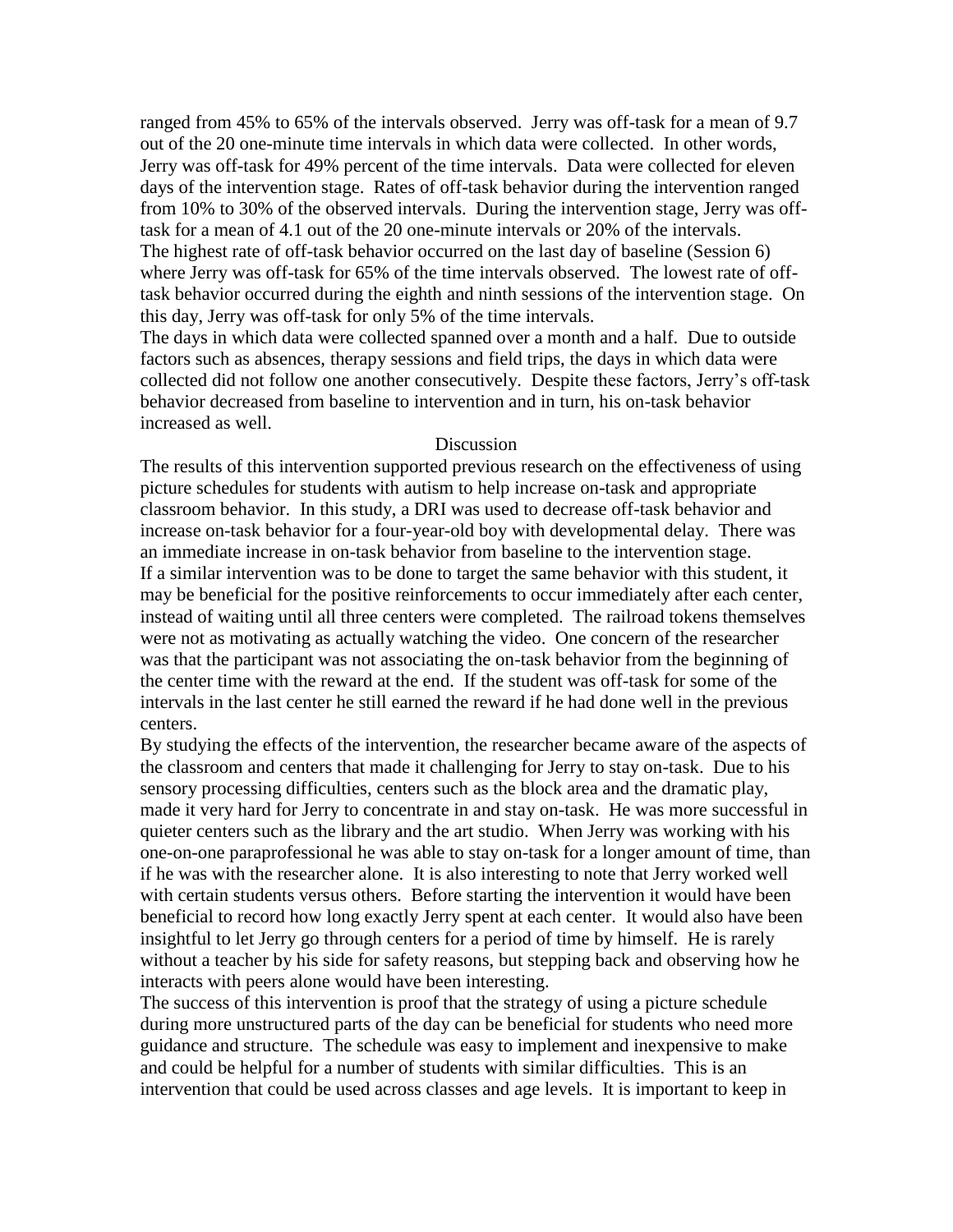ranged from 45% to 65% of the intervals observed. Jerry was off-task for a mean of 9.7 out of the 20 one-minute time intervals in which data were collected. In other words, Jerry was off-task for 49% percent of the time intervals. Data were collected for eleven days of the intervention stage. Rates of off-task behavior during the intervention ranged from 10% to 30% of the observed intervals. During the intervention stage, Jerry was off-task for a mean of 4.1 out of the 20 one-minute intervals or 20% of the intervals.

The highest rate of off-task behavior occurred on the last day of baseline (Session 6) where Jerry was off-task for 65% of the time intervals observed. The lowest rate of off-task behavior occurred during the eighth and ninth sessions of the intervention stage. On this day, Jerry was off-task for only 5% of the time intervals.

The days in which data were collected spanned over a month and a half. Due to outside factors such as absences, therapy sessions and field trips, the days in which data were collected did not follow one another consecutively. Despite these factors, Jerry's off-task behavior decreased from baseline to intervention and in turn, his on-task behavior increased as well.

## Discussion

The results of this intervention supported previous research on the effectiveness of using picture schedules for students with autism to help increase on-task and appropriate classroom behavior. In this study, a DRI was used to decrease off-task behavior and increase on-task behavior for a four-year-old boy with developmental delay. There was an immediate increase in on-task behavior from baseline to the intervention stage.

If a similar intervention was to be done to target the same behavior with this student, it may be beneficial for the positive reinforcements to occur immediately after each center, instead of waiting until all three centers were completed. The railroad tokens themselves were not as motivating as actually watching the video. One concern of the researcher was that the participant was not associating the on-task behavior from the beginning of the center time with the reward at the end. If the student was off-task for some of the intervals in the last center he still earned the reward if he had done well in the previous centers.

By studying the effects of the intervention, the researcher became aware of the aspects of the classroom and centers that made it challenging for Jerry to stay on-task. Due to his sensory processing difficulties, centers such as the block area and the dramatic play, made it very hard for Jerry to concentrate in and stay on-task. He was more successful in quieter centers such as the library and the art studio. When Jerry was working with his one-on-one paraprofessional he was able to stay on-task for a longer amount of time, than if he was with the researcher alone. It is also interesting to note that Jerry worked well with certain students versus others. Before starting the intervention it would have been beneficial to record how long exactly Jerry spent at each center. It would also have been insightful to let Jerry go through centers for a period of time by himself. He is rarely without a teacher by his side for safety reasons, but stepping back and observing how he interacts with peers alone would have been interesting.

The success of this intervention is proof that the strategy of using a picture schedule during more unstructured parts of the day can be beneficial for students who need more guidance and structure. The schedule was easy to implement and inexpensive to make and could be helpful for a number of students with similar difficulties. This is an intervention that could be used across classes and age levels. It is important to keep in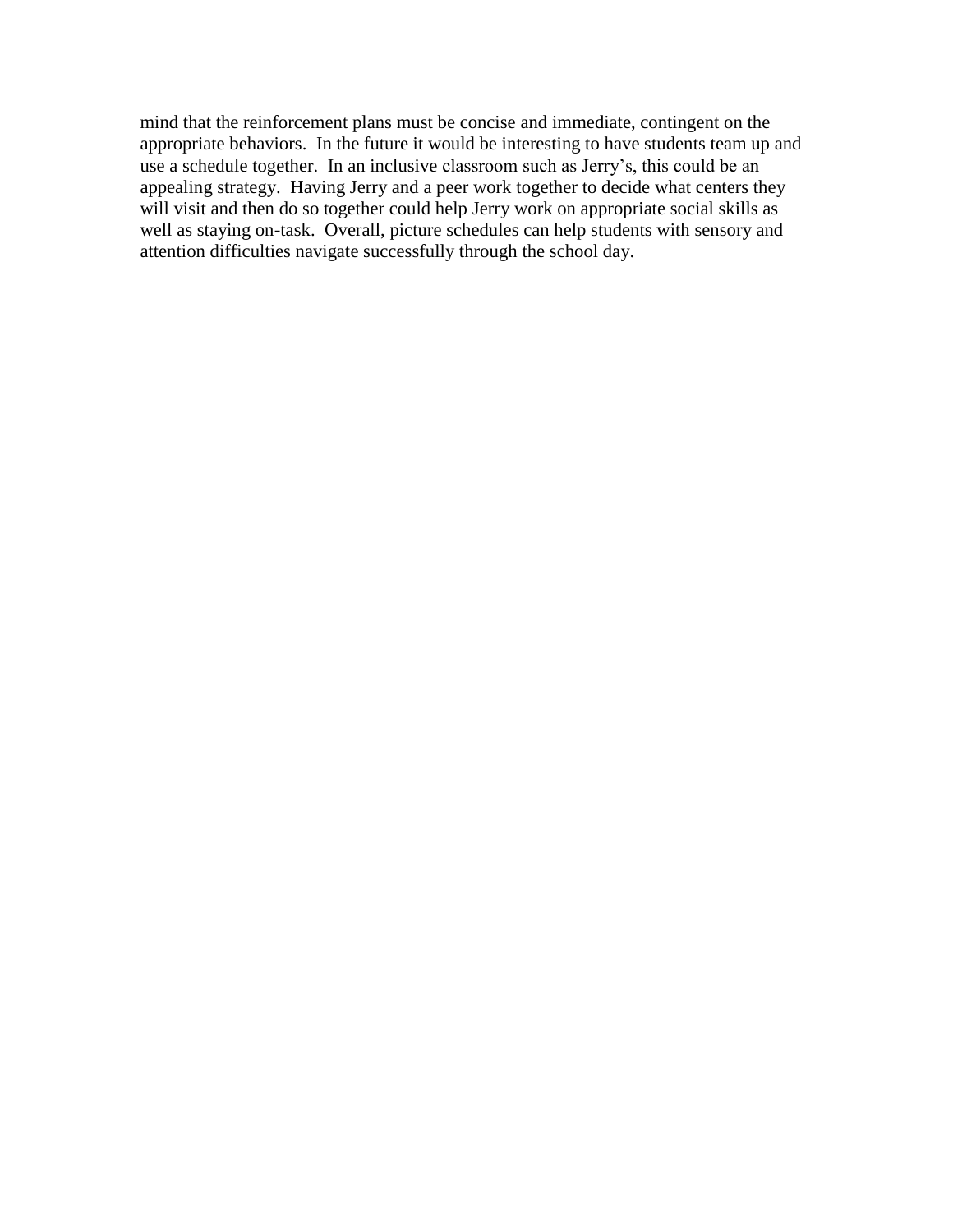mind that the reinforcement plans must be concise and immediate, contingent on the appropriate behaviors. In the future it would be interesting to have students team up and use a schedule together. In an inclusive classroom such as Jerry's, this could be an appealing strategy. Having Jerry and a peer work together to decide what centers they will visit and then do so together could help Jerry work on appropriate social skills as well as staying on-task. Overall, picture schedules can help students with sensory and attention difficulties navigate successfully through the school day.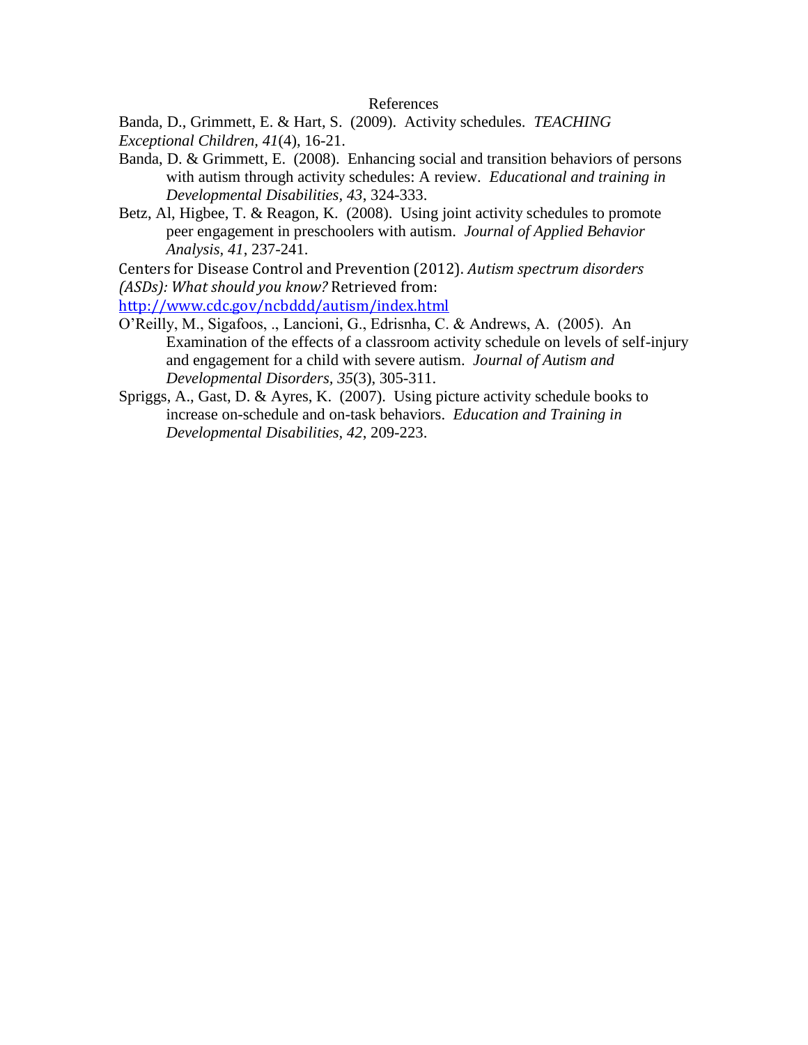# References

Banda, D., Grimmett, E. & Hart, S. (2009). Activity schedules. *TEACHING Exceptional Children*, *41*(4), 16-21.

Banda, D. & Grimmett, E. (2008). Enhancing social and transition behaviors of persons with autism through activity schedules: A review. *Educational and training in Developmental Disabilities*, *43*, 324-333.

Betz, Al, Higbee, T. & Reagon, K. (2008). Using joint activity schedules to promote peer engagement in preschoolers with autism. *Journal of Applied Behavior Analysis*, *41*, 237-241.

Centers for Disease Control and Prevention (2012). *Autism spectrum disorders (ASDs): What should you know?* Retrieved from: http://www.cdc.gov/ncbddd/autism/index.html

O'Reilly, M., Sigafoos, ., Lancioni, G., Edrisnha, C. & Andrews, A. (2005). An Examination of the effects of a classroom activity schedule on levels of self-injury and engagement for a child with severe autism. *Journal of Autism and Developmental Disorders*, *35*(3), 305-311.

Spriggs, A., Gast, D. & Ayres, K. (2007). Using picture activity schedule books to increase on-schedule and on-task behaviors. *Education and Training in Developmental Disabilities*, *42*, 209-223.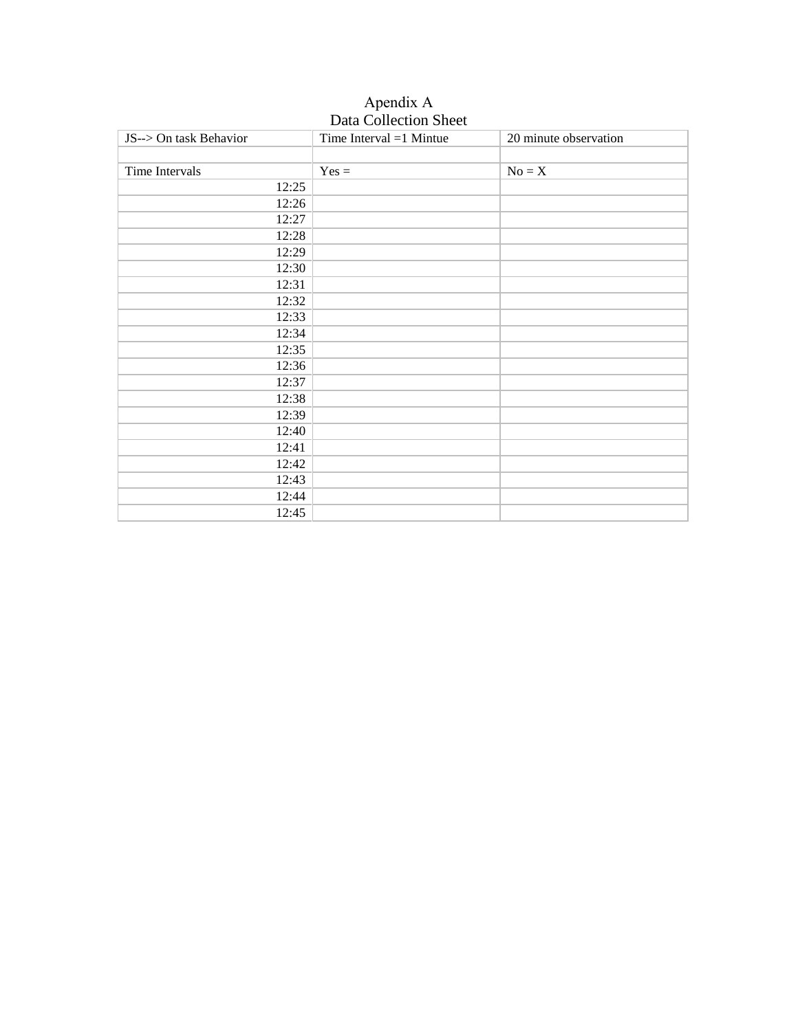Apendix A
Data Collection Sheet

| JS--> On task Behavior | Time Interval =1 Mintue | 20 minute observation |
|---|---|---|
| | | |
| Time Intervals | Yes = | No = X |
| 12:25 | | |
| 12:26 | | |
| 12:27 | | |
| 12:28 | | |
| 12:29 | | |
| 12:30 | | |
| 12:31 | | |
| 12:32 | | |
| 12:33 | | |
| 12:34 | | |
| 12:35 | | |
| 12:36 | | |
| 12:37 | | |
| 12:38 | | |
| 12:39 | | |
| 12:40 | | |
| 12:41 | | |
| 12:42 | | |
| 12:43 | | |
| 12:44 | | |
| 12:45 | | |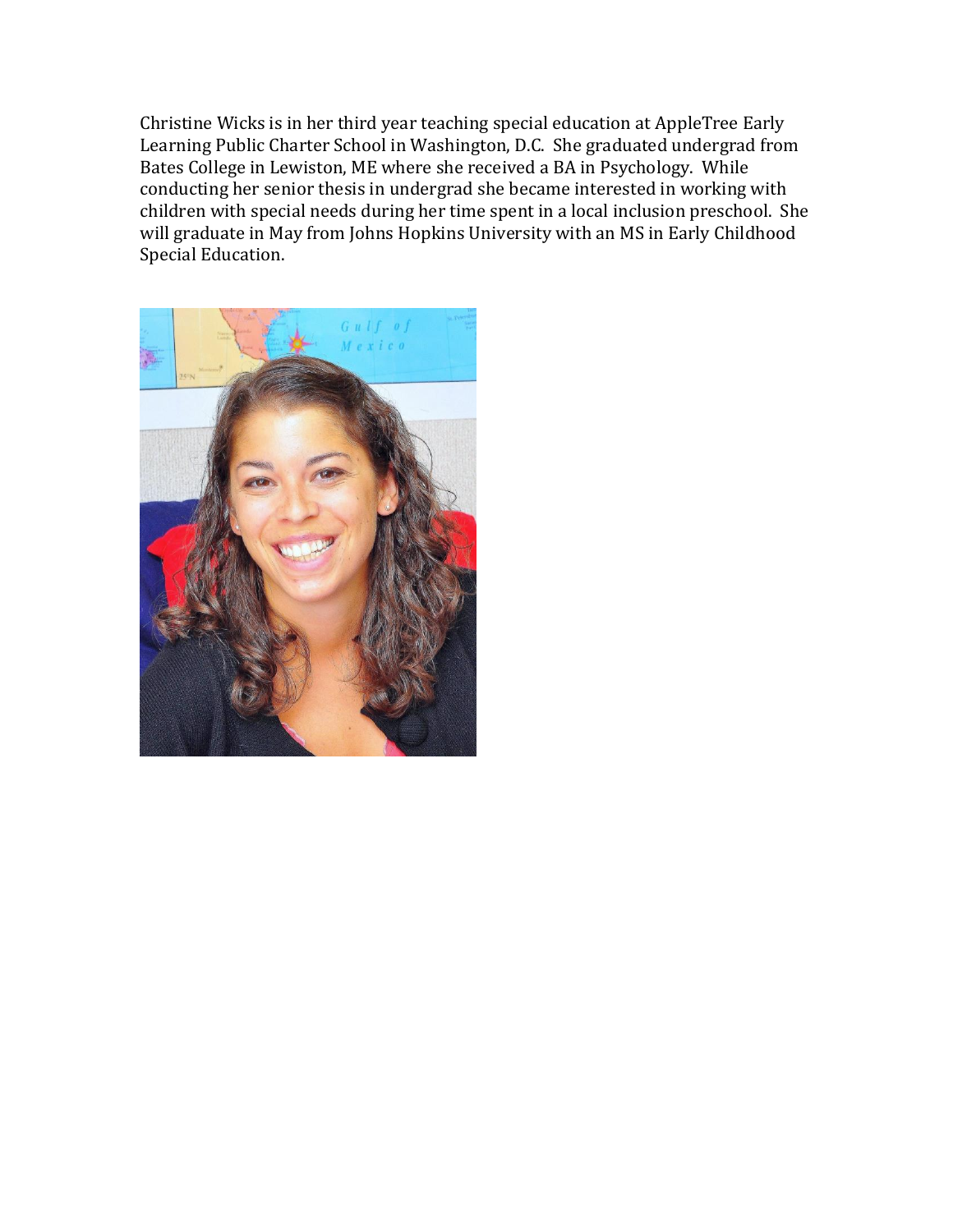Christine Wicks is in her third year teaching special education at AppleTree Early Learning Public Charter School in Washington, D.C. She graduated undergrad from Bates College in Lewiston, ME where she received a BA in Psychology. While conducting her senior thesis in undergrad she became interested in working with children with special needs during her time spent in a local inclusion preschool. She will graduate in May from Johns Hopkins University with an MS in Early Childhood Special Education.